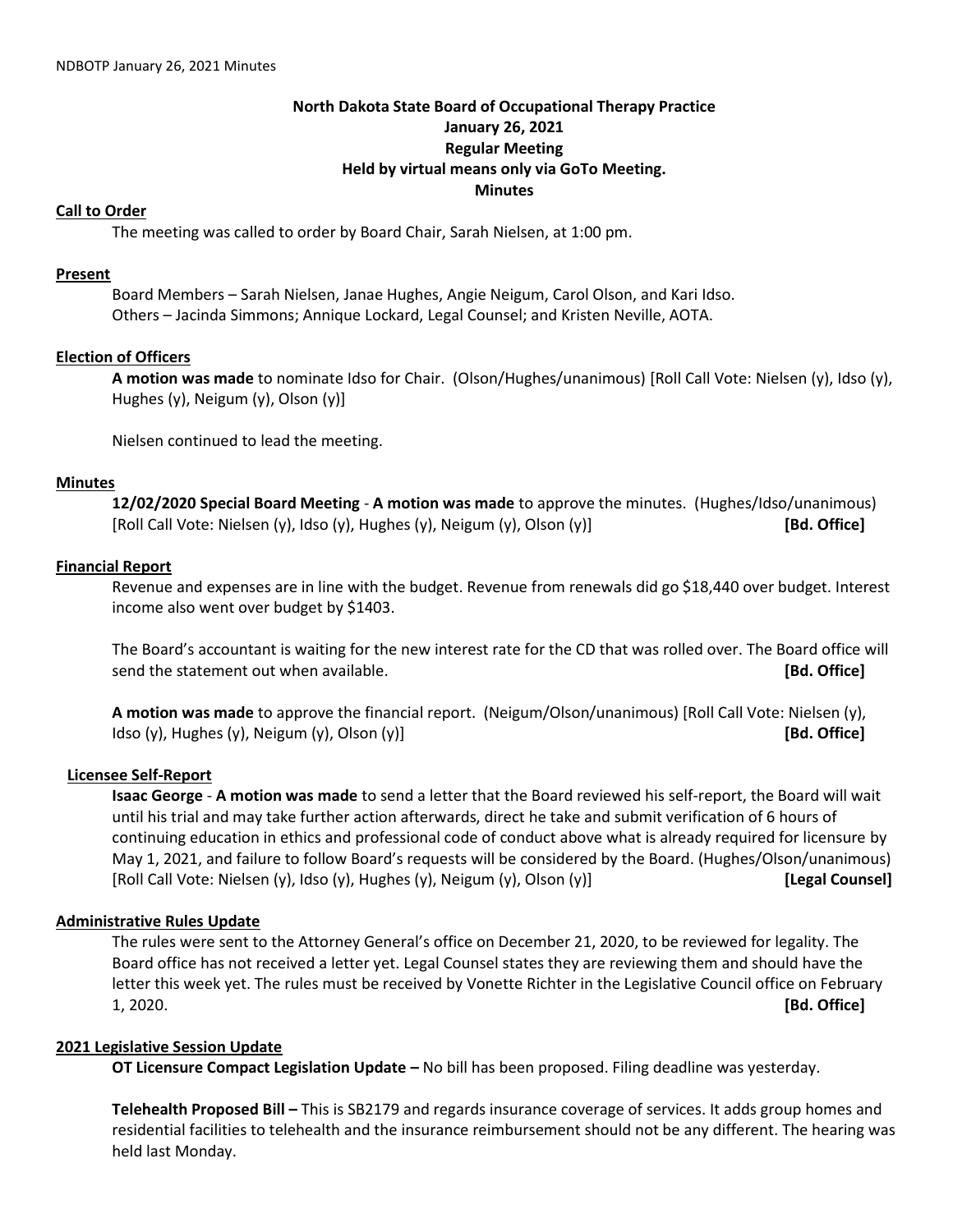# North Dakota State Board of Occupational Therapy Practice
## January 26, 2021
## Regular Meeting
## Held by virtual means only via GoTo Meeting.
## Minutes

**Call to Order**

The meeting was called to order by Board Chair, Sarah Nielsen, at 1:00 pm.

**Present**

Board Members – Sarah Nielsen, Janae Hughes, Angie Neigum, Carol Olson, and Kari Idso.
Others – Jacinda Simmons; Annique Lockard, Legal Counsel; and Kristen Neville, AOTA.

**Election of Officers**

**A motion was made** to nominate Idso for Chair. (Olson/Hughes/unanimous) [Roll Call Vote: Nielsen (y), Idso (y), Hughes (y), Neigum (y), Olson (y)]

Nielsen continued to lead the meeting.

**Minutes**

**12/02/2020 Special Board Meeting** - **A motion was made** to approve the minutes. (Hughes/Idso/unanimous) [Roll Call Vote: Nielsen (y), Idso (y), Hughes (y), Neigum (y), Olson (y)] **[Bd. Office]**

**Financial Report**

Revenue and expenses are in line with the budget. Revenue from renewals did go $18,440 over budget. Interest income also went over budget by $1403.

The Board's accountant is waiting for the new interest rate for the CD that was rolled over. The Board office will send the statement out when available. **[Bd. Office]**

**A motion was made** to approve the financial report. (Neigum/Olson/unanimous) [Roll Call Vote: Nielsen (y), Idso (y), Hughes (y), Neigum (y), Olson (y)] **[Bd. Office]**

**Licensee Self-Report**

**Isaac George** - **A motion was made** to send a letter that the Board reviewed his self-report, the Board will wait until his trial and may take further action afterwards, direct he take and submit verification of 6 hours of continuing education in ethics and professional code of conduct above what is already required for licensure by May 1, 2021, and failure to follow Board's requests will be considered by the Board. (Hughes/Olson/unanimous) [Roll Call Vote: Nielsen (y), Idso (y), Hughes (y), Neigum (y), Olson (y)] **[Legal Counsel]**

**Administrative Rules Update**

The rules were sent to the Attorney General's office on December 21, 2020, to be reviewed for legality. The Board office has not received a letter yet. Legal Counsel states they are reviewing them and should have the letter this week yet. The rules must be received by Vonette Richter in the Legislative Council office on February 1, 2020. **[Bd. Office]**

**2021 Legislative Session Update**

**OT Licensure Compact Legislation Update –** No bill has been proposed. Filing deadline was yesterday.

**Telehealth Proposed Bill –** This is SB2179 and regards insurance coverage of services. It adds group homes and residential facilities to telehealth and the insurance reimbursement should not be any different. The hearing was held last Monday.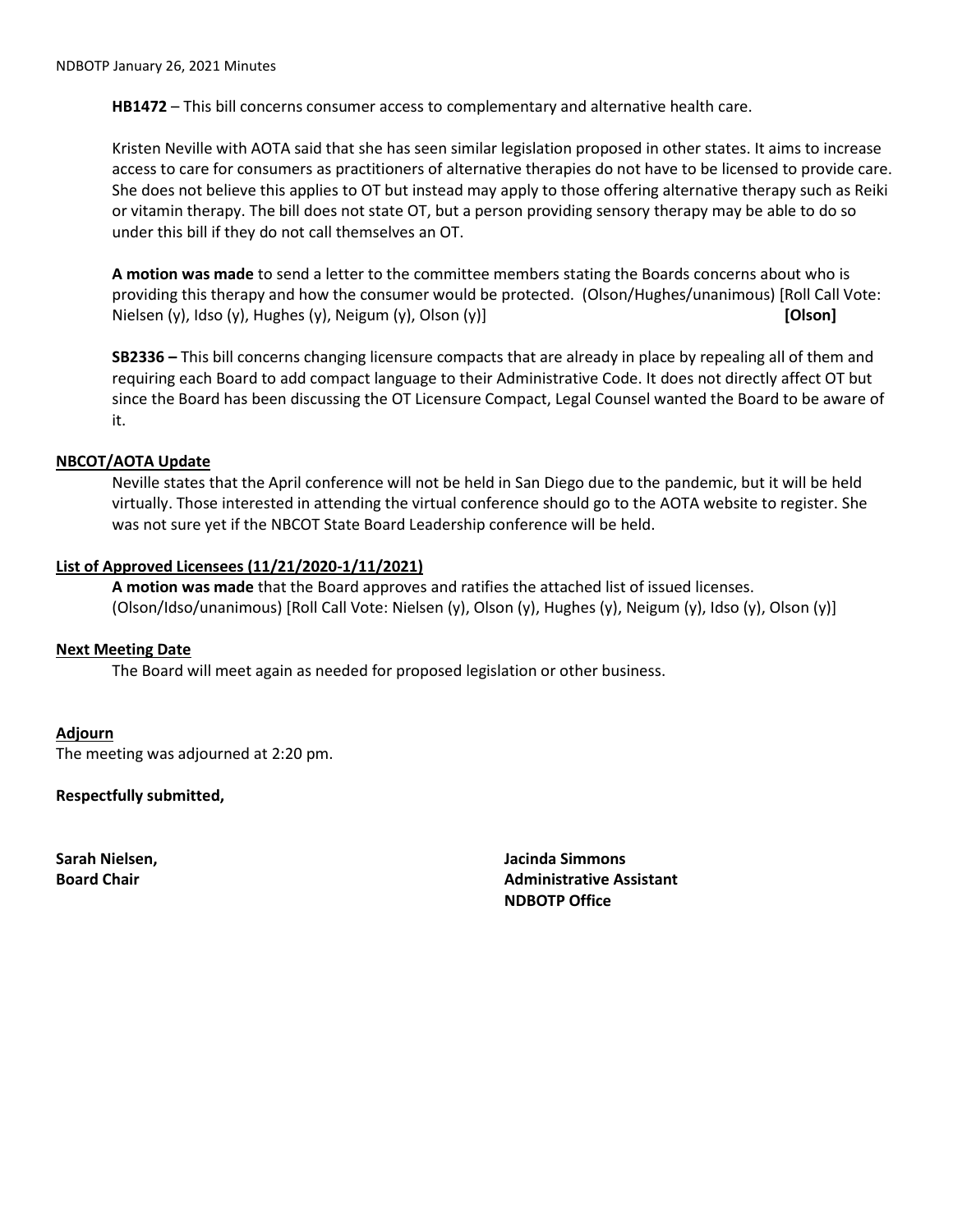**HB1472** – This bill concerns consumer access to complementary and alternative health care.

Kristen Neville with AOTA said that she has seen similar legislation proposed in other states. It aims to increase access to care for consumers as practitioners of alternative therapies do not have to be licensed to provide care. She does not believe this applies to OT but instead may apply to those offering alternative therapy such as Reiki or vitamin therapy. The bill does not state OT, but a person providing sensory therapy may be able to do so under this bill if they do not call themselves an OT.

**A motion was made** to send a letter to the committee members stating the Boards concerns about who is providing this therapy and how the consumer would be protected. (Olson/Hughes/unanimous) [Roll Call Vote: Nielsen (y), Idso (y), Hughes (y), Neigum (y), Olson (y)] **[Olson]**

**SB2336 –** This bill concerns changing licensure compacts that are already in place by repealing all of them and requiring each Board to add compact language to their Administrative Code. It does not directly affect OT but since the Board has been discussing the OT Licensure Compact, Legal Counsel wanted the Board to be aware of it.

## NBCOT/AOTA Update

Neville states that the April conference will not be held in San Diego due to the pandemic, but it will be held virtually. Those interested in attending the virtual conference should go to the AOTA website to register. She was not sure yet if the NBCOT State Board Leadership conference will be held.

## List of Approved Licensees (11/21/2020-1/11/2021)

**A motion was made** that the Board approves and ratifies the attached list of issued licenses. (Olson/Idso/unanimous) [Roll Call Vote: Nielsen (y), Olson (y), Hughes (y), Neigum (y), Idso (y), Olson (y)]

## Next Meeting Date

The Board will meet again as needed for proposed legislation or other business.

## Adjourn

The meeting was adjourned at 2:20 pm.

**Respectfully submitted,**

**Sarah Nielsen,**
**Board Chair**

**Jacinda Simmons**
**Administrative Assistant**
**NDBOTP Office**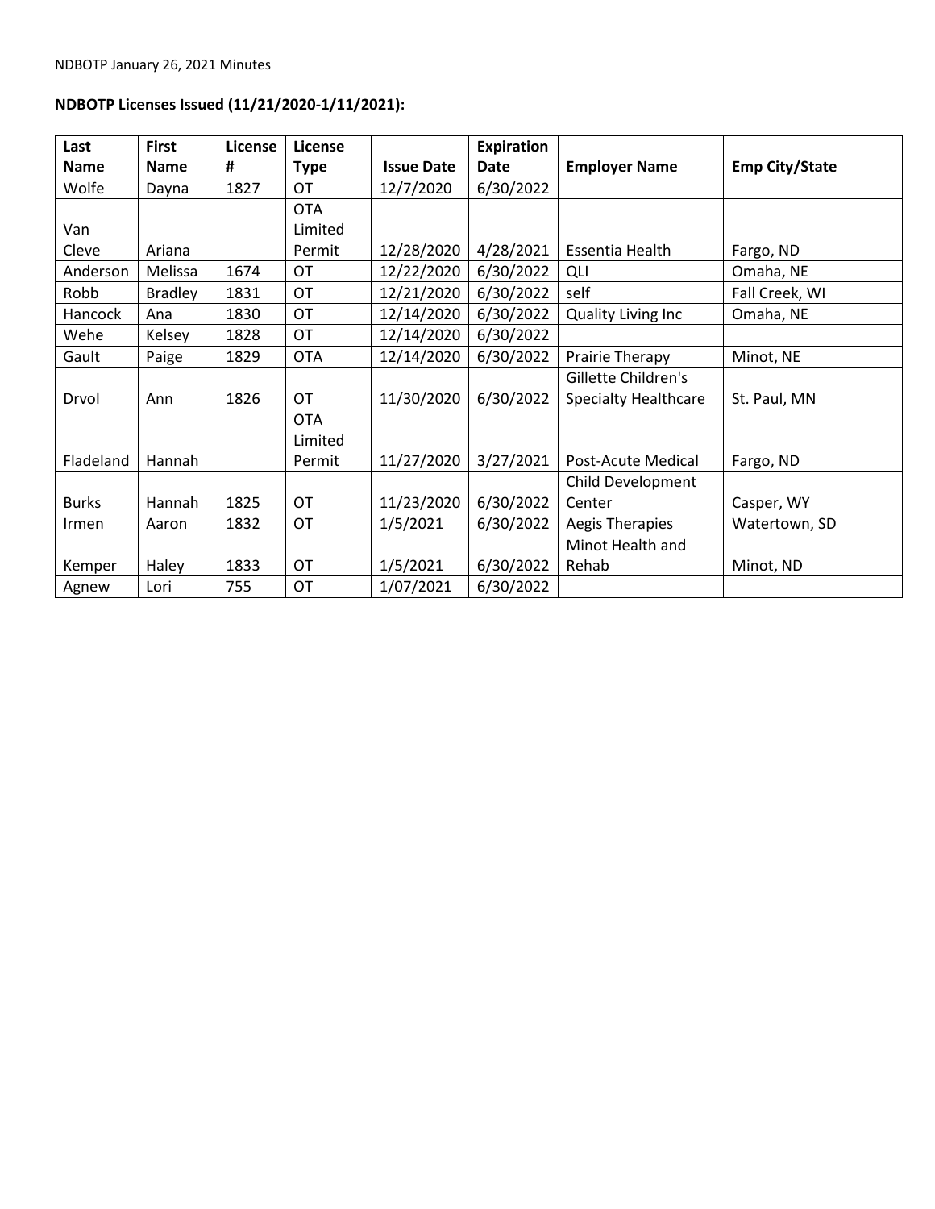**NDBOTP Licenses Issued (11/21/2020-1/11/2021):**

| Last Name | First Name | License # | License Type | Issue Date | Expiration Date | Employer Name | Emp City/State |
|---|---|---|---|---|---|---|---|
| Wolfe | Dayna | 1827 | OT | 12/7/2020 | 6/30/2022 | | |
| Van Cleve | Ariana | | OTA Limited Permit | 12/28/2020 | 4/28/2021 | Essentia Health | Fargo, ND |
| Anderson | Melissa | 1674 | OT | 12/22/2020 | 6/30/2022 | QLI | Omaha, NE |
| Robb | Bradley | 1831 | OT | 12/21/2020 | 6/30/2022 | self | Fall Creek, WI |
| Hancock | Ana | 1830 | OT | 12/14/2020 | 6/30/2022 | Quality Living Inc | Omaha, NE |
| Wehe | Kelsey | 1828 | OT | 12/14/2020 | 6/30/2022 | | |
| Gault | Paige | 1829 | OTA | 12/14/2020 | 6/30/2022 | Prairie Therapy | Minot, NE |
| Drvol | Ann | 1826 | OT | 11/30/2020 | 6/30/2022 | Gillette Children's Specialty Healthcare | St. Paul, MN |
| Fladeland | Hannah | | OTA Limited Permit | 11/27/2020 | 3/27/2021 | Post-Acute Medical | Fargo, ND |
| Burks | Hannah | 1825 | OT | 11/23/2020 | 6/30/2022 | Child Development Center | Casper, WY |
| Irmen | Aaron | 1832 | OT | 1/5/2021 | 6/30/2022 | Aegis Therapies | Watertown, SD |
| Kemper | Haley | 1833 | OT | 1/5/2021 | 6/30/2022 | Minot Health and Rehab | Minot, ND |
| Agnew | Lori | 755 | OT | 1/07/2021 | 6/30/2022 | | |